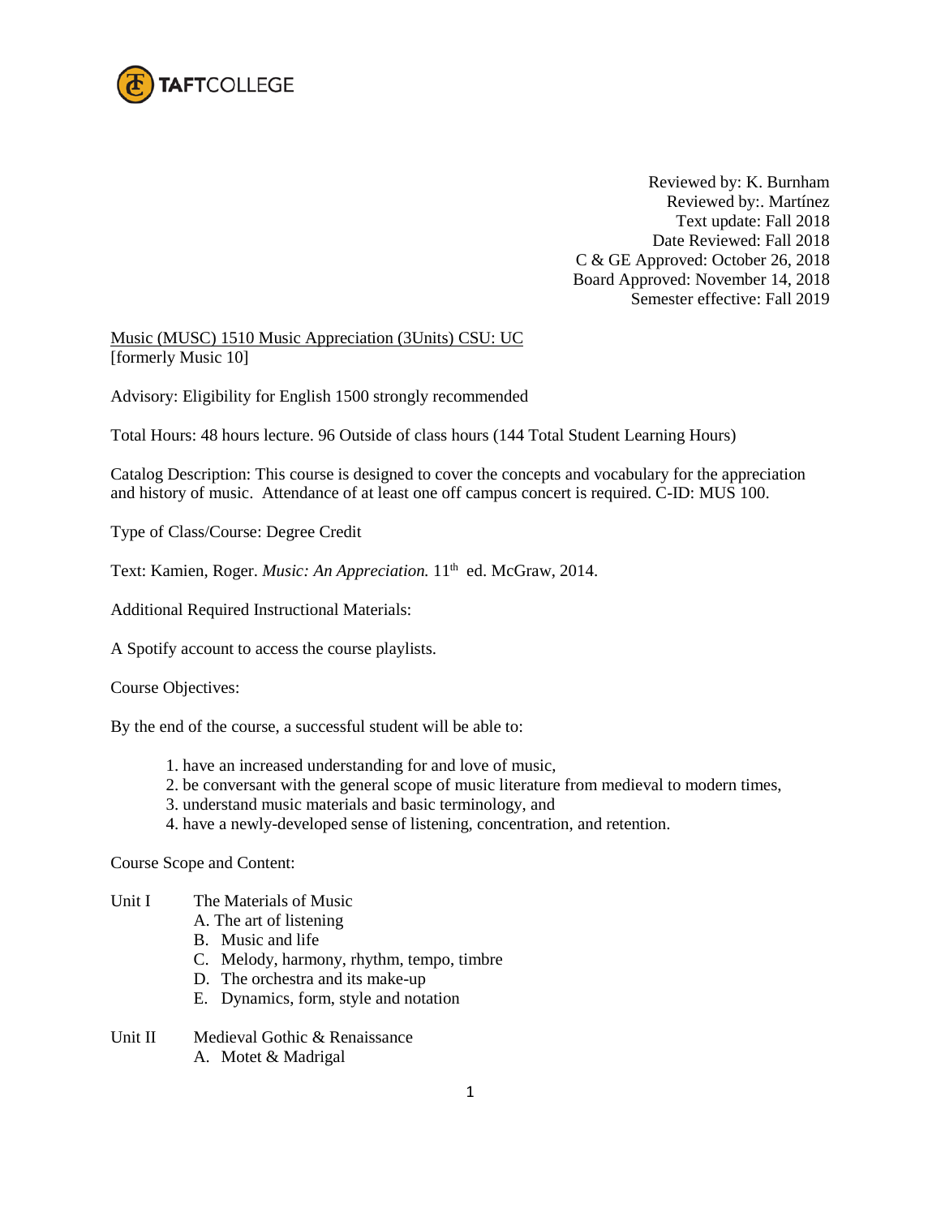TAFTCOLLEGE

Reviewed by: K. Burnham
Reviewed by:. Martínez
Text update: Fall 2018
Date Reviewed: Fall 2018
C & GE Approved: October 26, 2018
Board Approved: November 14, 2018
Semester effective: Fall 2019

Music (MUSC) 1510 Music Appreciation (3Units) CSU: UC
[formerly Music 10]

Advisory: Eligibility for English 1500 strongly recommended

Total Hours: 48 hours lecture. 96 Outside of class hours (144 Total Student Learning Hours)

Catalog Description: This course is designed to cover the concepts and vocabulary for the appreciation and history of music. Attendance of at least one off campus concert is required. C-ID: MUS 100.

Type of Class/Course: Degree Credit

Text: Kamien, Roger. *Music: An Appreciation.* 11th ed. McGraw, 2014.

Additional Required Instructional Materials:

A Spotify account to access the course playlists.

Course Objectives:

By the end of the course, a successful student will be able to:

1. have an increased understanding for and love of music,
2. be conversant with the general scope of music literature from medieval to modern times,
3. understand music materials and basic terminology, and
4. have a newly-developed sense of listening, concentration, and retention.

Course Scope and Content:

Unit I — The Materials of Music
- A. The art of listening
- B. Music and life
- C. Melody, harmony, rhythm, tempo, timbre
- D. The orchestra and its make-up
- E. Dynamics, form, style and notation

Unit II — Medieval Gothic & Renaissance
- A. Motet & Madrigal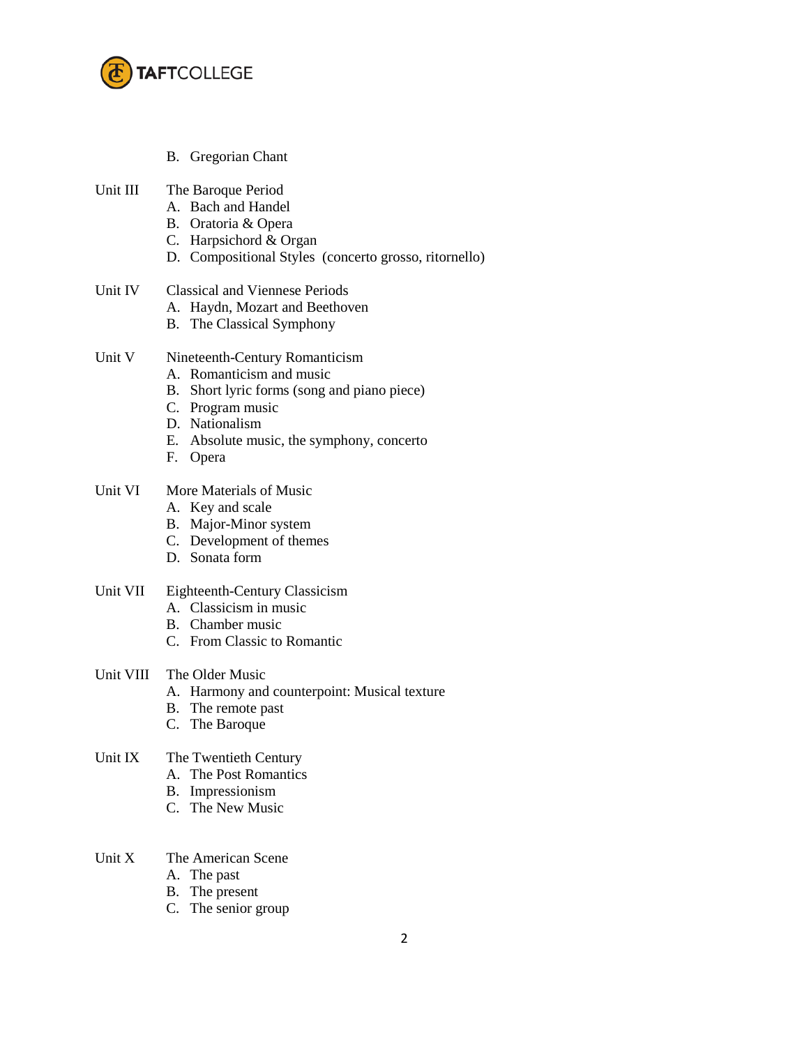B. Gregorian Chant

Unit III The Baroque Period

A. Bach and Handel
B. Oratoria & Opera
C. Harpsichord & Organ
D. Compositional Styles (concerto grosso, ritornello)

Unit IV Classical and Viennese Periods

A. Haydn, Mozart and Beethoven
B. The Classical Symphony

Unit V Nineteenth-Century Romanticism

A. Romanticism and music
B. Short lyric forms (song and piano piece)
C. Program music
D. Nationalism
E. Absolute music, the symphony, concerto
F. Opera

Unit VI More Materials of Music

A. Key and scale
B. Major-Minor system
C. Development of themes
D. Sonata form

Unit VII Eighteenth-Century Classicism

A. Classicism in music
B. Chamber music
C. From Classic to Romantic

Unit VIII The Older Music

A. Harmony and counterpoint: Musical texture
B. The remote past
C. The Baroque

Unit IX The Twentieth Century

A. The Post Romantics
B. Impressionism
C. The New Music

Unit X The American Scene

A. The past
B. The present
C. The senior group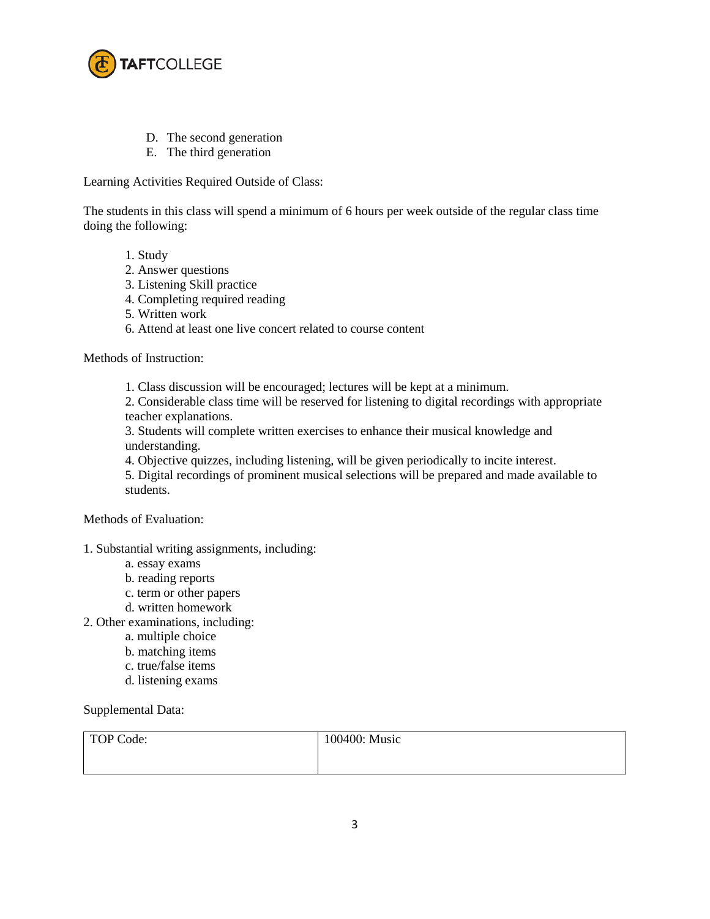D. The second generation
E. The third generation

Learning Activities Required Outside of Class:

The students in this class will spend a minimum of 6 hours per week outside of the regular class time doing the following:

1. Study
2. Answer questions
3. Listening Skill practice
4. Completing required reading
5. Written work
6. Attend at least one live concert related to course content

Methods of Instruction:

1. Class discussion will be encouraged; lectures will be kept at a minimum.
2. Considerable class time will be reserved for listening to digital recordings with appropriate teacher explanations.
3. Students will complete written exercises to enhance their musical knowledge and understanding.
4. Objective quizzes, including listening, will be given periodically to incite interest.
5. Digital recordings of prominent musical selections will be prepared and made available to students.

Methods of Evaluation:

1. Substantial writing assignments, including:
   a. essay exams
   b. reading reports
   c. term or other papers
   d. written homework
2. Other examinations, including:
   a. multiple choice
   b. matching items
   c. true/false items
   d. listening exams

Supplemental Data:

| TOP Code: | 100400: Music |
|---|---|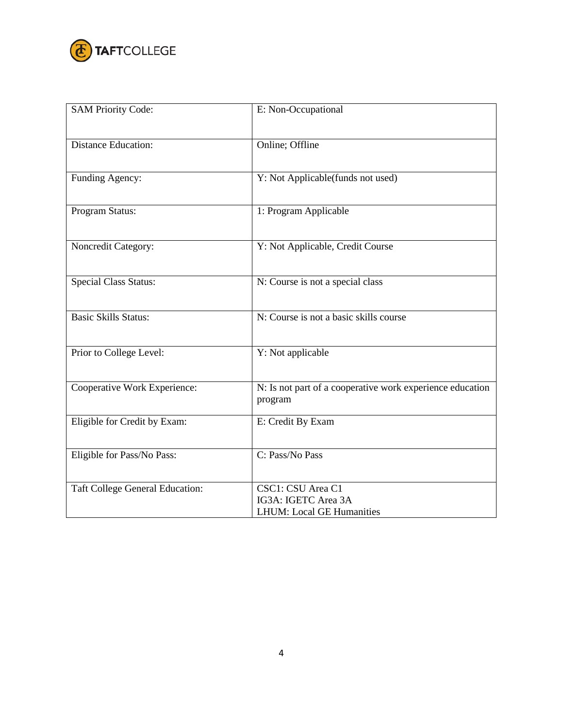| | |
|---|---|
| SAM Priority Code: | E: Non-Occupational |
| Distance Education: | Online; Offline |
| Funding Agency: | Y: Not Applicable(funds not used) |
| Program Status: | 1: Program Applicable |
| Noncredit Category: | Y: Not Applicable, Credit Course |
| Special Class Status: | N: Course is not a special class |
| Basic Skills Status: | N: Course is not a basic skills course |
| Prior to College Level: | Y: Not applicable |
| Cooperative Work Experience: | N: Is not part of a cooperative work experience education program |
| Eligible for Credit by Exam: | E: Credit By Exam |
| Eligible for Pass/No Pass: | C: Pass/No Pass |
| Taft College General Education: | CSC1: CSU Area C1<br>IG3A: IGETC Area 3A<br>LHUM: Local GE Humanities |